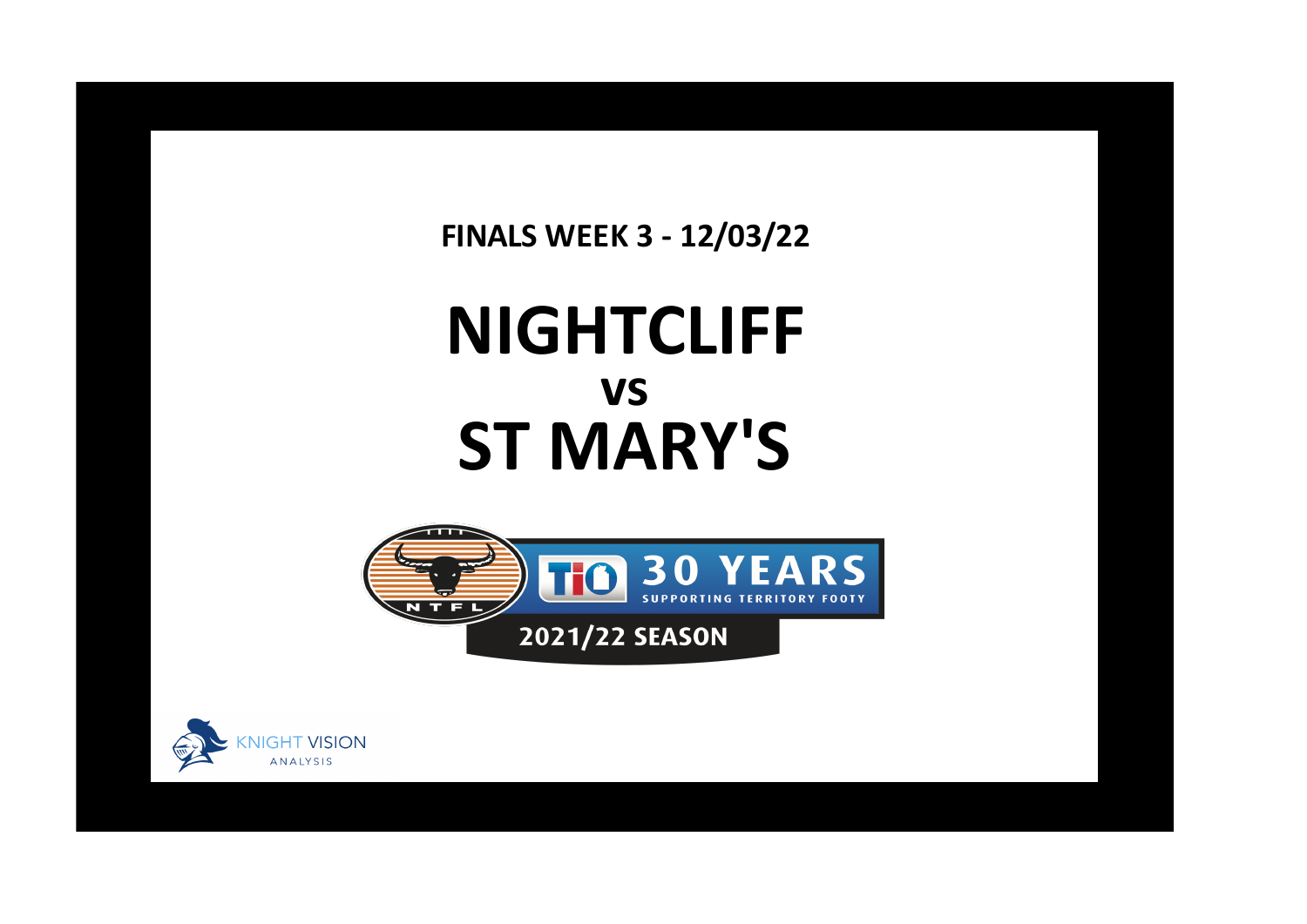**FINALS WEEK 3 - 12/03/22**

# NIGHTCLIFF
## vs
# ST MARY'S

NTFL

TIO 30 YEARS SUPPORTING TERRITORY FOOTY

2021/22 SEASON

KNIGHT VISION ANALYSIS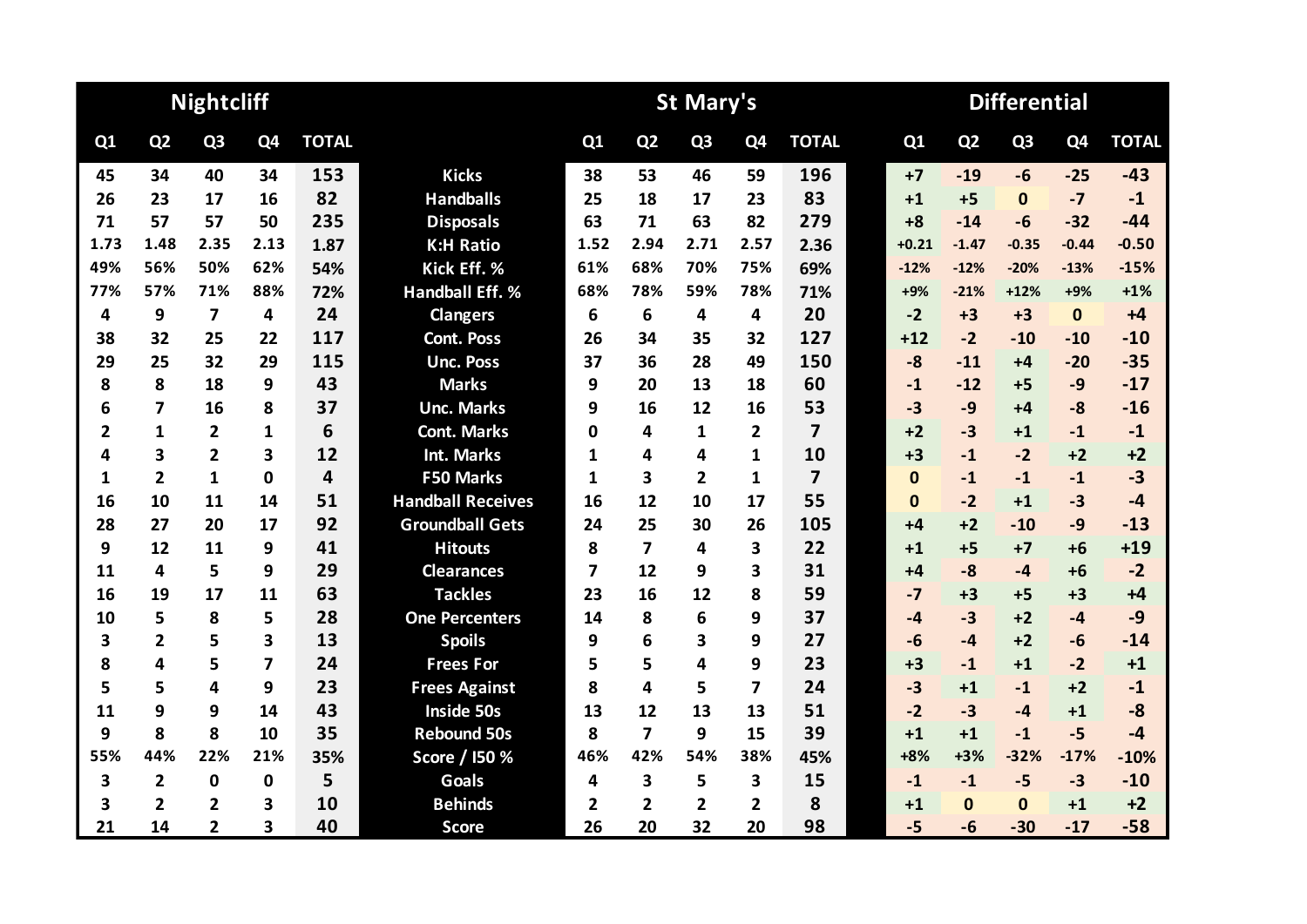| Nightcliff | | | | | | St Mary's | | | | | Differential | | | | |
|---|---|---|---|---|---|---|---|---|---|---|---|---|---|---|---|
| Q1 | Q2 | Q3 | Q4 | TOTAL | | Q1 | Q2 | Q3 | Q4 | TOTAL | Q1 | Q2 | Q3 | Q4 | TOTAL |
| 45 | 34 | 40 | 34 | 153 | Kicks | 38 | 53 | 46 | 59 | 196 | +7 | -19 | -6 | -25 | -43 |
| 26 | 23 | 17 | 16 | 82 | Handballs | 25 | 18 | 17 | 23 | 83 | +1 | +5 | 0 | -7 | -1 |
| 71 | 57 | 57 | 50 | 235 | Disposals | 63 | 71 | 63 | 82 | 279 | +8 | -14 | -6 | -32 | -44 |
| 1.73 | 1.48 | 2.35 | 2.13 | 1.87 | K:H Ratio | 1.52 | 2.94 | 2.71 | 2.57 | 2.36 | +0.21 | -1.47 | -0.35 | -0.44 | -0.50 |
| 49% | 56% | 50% | 62% | 54% | Kick Eff. % | 61% | 68% | 70% | 75% | 69% | -12% | -12% | -20% | -13% | -15% |
| 77% | 57% | 71% | 88% | 72% | Handball Eff. % | 68% | 78% | 59% | 78% | 71% | +9% | -21% | +12% | +9% | +1% |
| 4 | 9 | 7 | 4 | 24 | Clangers | 6 | 6 | 4 | 4 | 20 | -2 | +3 | +3 | 0 | +4 |
| 38 | 32 | 25 | 22 | 117 | Cont. Poss | 26 | 34 | 35 | 32 | 127 | +12 | -2 | -10 | -10 | -10 |
| 29 | 25 | 32 | 29 | 115 | Unc. Poss | 37 | 36 | 28 | 49 | 150 | -8 | -11 | +4 | -20 | -35 |
| 8 | 8 | 18 | 9 | 43 | Marks | 9 | 20 | 13 | 18 | 60 | -1 | -12 | +5 | -9 | -17 |
| 6 | 7 | 16 | 8 | 37 | Unc. Marks | 9 | 16 | 12 | 16 | 53 | -3 | -9 | +4 | -8 | -16 |
| 2 | 1 | 2 | 1 | 6 | Cont. Marks | 0 | 4 | 1 | 2 | 7 | +2 | -3 | +1 | -1 | -1 |
| 4 | 3 | 2 | 3 | 12 | Int. Marks | 1 | 4 | 4 | 1 | 10 | +3 | -1 | -2 | +2 | +2 |
| 1 | 2 | 1 | 0 | 4 | F50 Marks | 1 | 3 | 2 | 1 | 7 | 0 | -1 | -1 | -1 | -3 |
| 16 | 10 | 11 | 14 | 51 | Handball Receives | 16 | 12 | 10 | 17 | 55 | 0 | -2 | +1 | -3 | -4 |
| 28 | 27 | 20 | 17 | 92 | Groundball Gets | 24 | 25 | 30 | 26 | 105 | +4 | +2 | -10 | -9 | -13 |
| 9 | 12 | 11 | 9 | 41 | Hitouts | 8 | 7 | 4 | 3 | 22 | +1 | +5 | +7 | +6 | +19 |
| 11 | 4 | 5 | 9 | 29 | Clearances | 7 | 12 | 9 | 3 | 31 | +4 | -8 | -4 | +6 | -2 |
| 16 | 19 | 17 | 11 | 63 | Tackles | 23 | 16 | 12 | 8 | 59 | -7 | +3 | +5 | +3 | +4 |
| 10 | 5 | 8 | 5 | 28 | One Percenters | 14 | 8 | 6 | 9 | 37 | -4 | -3 | +2 | -4 | -9 |
| 3 | 2 | 5 | 3 | 13 | Spoils | 9 | 6 | 3 | 9 | 27 | -6 | -4 | +2 | -6 | -14 |
| 8 | 4 | 5 | 7 | 24 | Frees For | 5 | 5 | 4 | 9 | 23 | +3 | -1 | +1 | -2 | +1 |
| 5 | 5 | 4 | 9 | 23 | Frees Against | 8 | 4 | 5 | 7 | 24 | -3 | +1 | -1 | +2 | -1 |
| 11 | 9 | 9 | 14 | 43 | Inside 50s | 13 | 12 | 13 | 13 | 51 | -2 | -3 | -4 | +1 | -8 |
| 9 | 8 | 8 | 10 | 35 | Rebound 50s | 8 | 7 | 9 | 15 | 39 | +1 | +1 | -1 | -5 | -4 |
| 55% | 44% | 22% | 21% | 35% | Score / I50 % | 46% | 42% | 54% | 38% | 45% | +8% | +3% | -32% | -17% | -10% |
| 3 | 2 | 0 | 0 | 5 | Goals | 4 | 3 | 5 | 3 | 15 | -1 | -1 | -5 | -3 | -10 |
| 3 | 2 | 2 | 3 | 10 | Behinds | 2 | 2 | 2 | 2 | 8 | +1 | 0 | 0 | +1 | +2 |
| 21 | 14 | 2 | 3 | 40 | Score | 26 | 20 | 32 | 20 | 98 | -5 | -6 | -30 | -17 | -58 |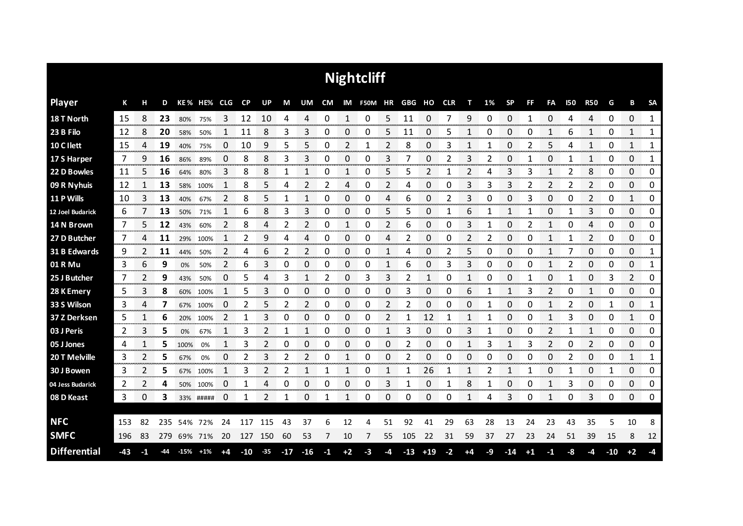# Nightcliff

| Player | K | H | D | KE% | HE% | CLG | CP | UP | M | UM | CM | IM | F50M | HR | GBG | HO | CLR | T | 1% | SP | FF | FA | I50 | R50 | G | B | SA |
|---|---|---|---|---|---|---|---|---|---|---|---|---|---|---|---|---|---|---|---|---|---|---|---|---|---|---|---|
| 18 T North | 15 | 8 | **23** | 80% | 75% | 3 | 12 | 10 | 4 | 4 | 0 | 1 | 0 | 5 | 11 | 0 | 7 | 9 | 0 | 0 | 1 | 0 | 4 | 4 | 0 | 0 | 1 |
| 23 B Filo | 12 | 8 | **20** | 58% | 50% | 1 | 11 | 8 | 3 | 3 | 0 | 0 | 0 | 5 | 11 | 0 | 5 | 1 | 0 | 0 | 0 | 1 | 6 | 1 | 0 | 1 | 1 |
| 10 C Ilett | 15 | 4 | **19** | 40% | 75% | 0 | 10 | 9 | 5 | 5 | 0 | 2 | 1 | 2 | 8 | 0 | 3 | 1 | 1 | 0 | 2 | 5 | 4 | 1 | 0 | 1 | 1 |
| 17 S Harper | 7 | 9 | **16** | 86% | 89% | 0 | 8 | 8 | 3 | 3 | 0 | 0 | 0 | 3 | 7 | 0 | 2 | 3 | 2 | 0 | 1 | 0 | 1 | 1 | 0 | 0 | 1 |
| 22 D Bowles | 11 | 5 | **16** | 64% | 80% | 3 | 8 | 8 | 1 | 1 | 0 | 1 | 0 | 5 | 5 | 2 | 1 | 2 | 4 | 3 | 3 | 1 | 2 | 8 | 0 | 0 | 0 |
| 09 R Nyhuis | 12 | 1 | **13** | 58% | 100% | 1 | 8 | 5 | 4 | 2 | 2 | 4 | 0 | 2 | 4 | 0 | 0 | 3 | 3 | 3 | 2 | 2 | 2 | 2 | 0 | 0 | 0 |
| 11 P Wills | 10 | 3 | **13** | 40% | 67% | 2 | 8 | 5 | 1 | 1 | 0 | 0 | 0 | 4 | 6 | 0 | 2 | 3 | 0 | 0 | 3 | 0 | 0 | 2 | 0 | 1 | 0 |
| 12 Joel Budarick | 6 | 7 | **13** | 50% | 71% | 1 | 6 | 8 | 3 | 3 | 0 | 0 | 0 | 5 | 5 | 0 | 1 | 6 | 1 | 1 | 1 | 0 | 1 | 3 | 0 | 0 | 0 |
| 14 N Brown | 7 | 5 | **12** | 43% | 60% | 2 | 8 | 4 | 2 | 2 | 0 | 1 | 0 | 2 | 6 | 0 | 0 | 3 | 1 | 0 | 2 | 1 | 0 | 4 | 0 | 0 | 0 |
| 27 D Butcher | 7 | 4 | **11** | 29% | 100% | 1 | 2 | 9 | 4 | 4 | 0 | 0 | 0 | 4 | 2 | 0 | 0 | 2 | 2 | 0 | 0 | 1 | 1 | 2 | 0 | 0 | 0 |
| 31 B Edwards | 9 | 2 | **11** | 44% | 50% | 2 | 4 | 6 | 2 | 2 | 0 | 0 | 0 | 1 | 4 | 0 | 2 | 5 | 0 | 0 | 0 | 1 | 7 | 0 | 0 | 0 | 1 |
| 01 R Mu | 3 | 6 | **9** | 0% | 50% | 2 | 6 | 3 | 0 | 0 | 0 | 0 | 0 | 1 | 6 | 0 | 3 | 3 | 0 | 0 | 0 | 1 | 2 | 0 | 0 | 0 | 1 |
| 25 J Butcher | 7 | 2 | **9** | 43% | 50% | 0 | 5 | 4 | 3 | 1 | 2 | 0 | 3 | 3 | 2 | 1 | 0 | 1 | 0 | 0 | 1 | 0 | 1 | 0 | 3 | 2 | 0 |
| 28 K Emery | 5 | 3 | **8** | 60% | 100% | 1 | 5 | 3 | 0 | 0 | 0 | 0 | 0 | 0 | 3 | 0 | 0 | 6 | 1 | 1 | 3 | 2 | 0 | 1 | 0 | 0 | 0 |
| 33 S Wilson | 3 | 4 | **7** | 67% | 100% | 0 | 2 | 5 | 2 | 2 | 0 | 0 | 0 | 2 | 2 | 0 | 0 | 0 | 1 | 0 | 0 | 1 | 2 | 0 | 1 | 0 | 1 |
| 37 Z Derksen | 5 | 1 | **6** | 20% | 100% | 2 | 1 | 3 | 0 | 0 | 0 | 0 | 0 | 2 | 1 | 12 | 1 | 1 | 1 | 0 | 0 | 1 | 3 | 0 | 0 | 1 | 0 |
| 03 J Peris | 2 | 3 | **5** | 0% | 67% | 1 | 3 | 2 | 1 | 1 | 0 | 0 | 0 | 1 | 3 | 0 | 0 | 3 | 1 | 0 | 0 | 2 | 1 | 1 | 0 | 0 | 0 |
| 05 J Jones | 4 | 1 | **5** | 100% | 0% | 1 | 3 | 2 | 0 | 0 | 0 | 0 | 0 | 0 | 2 | 0 | 0 | 1 | 3 | 1 | 3 | 2 | 0 | 2 | 0 | 0 | 0 |
| 20 T Melville | 3 | 2 | **5** | 67% | 0% | 0 | 2 | 3 | 2 | 2 | 0 | 1 | 0 | 0 | 2 | 0 | 0 | 0 | 0 | 0 | 0 | 0 | 2 | 0 | 0 | 1 | 1 |
| 30 J Bowen | 3 | 2 | **5** | 67% | 100% | 1 | 3 | 2 | 2 | 1 | 1 | 1 | 0 | 1 | 1 | 26 | 1 | 1 | 2 | 1 | 1 | 0 | 1 | 0 | 1 | 0 | 0 |
| 04 Jess Budarick | 2 | 2 | **4** | 50% | 100% | 0 | 1 | 4 | 0 | 0 | 0 | 0 | 0 | 3 | 1 | 0 | 1 | 8 | 1 | 0 | 0 | 1 | 3 | 0 | 0 | 0 | 0 |
| 08 D Keast | 3 | 0 | **3** | 33% | ##### | 0 | 1 | 2 | 1 | 0 | 1 | 1 | 0 | 0 | 0 | 0 | 0 | 1 | 4 | 3 | 0 | 1 | 0 | 3 | 0 | 0 | 0 |
| **NFC** | 153 | 82 | 235 | 54% | 72% | 24 | 117 | 115 | 43 | 37 | 6 | 12 | 4 | 51 | 92 | 41 | 29 | 63 | 28 | 13 | 24 | 23 | 43 | 35 | 5 | 10 | 8 |
| **SMFC** | 196 | 83 | 279 | 69% | 71% | 20 | 127 | 150 | 60 | 53 | 7 | 10 | 7 | 55 | 105 | 22 | 31 | 59 | 37 | 27 | 23 | 24 | 51 | 39 | 15 | 8 | 12 |
| **Differential** | **-43** | **-1** | **-44** | **-15%** | **+1%** | **+4** | **-10** | **-35** | **-17** | **-16** | **-1** | **+2** | **-3** | **-4** | **-13** | **+19** | **-2** | **+4** | **-9** | **-14** | **+1** | **-1** | **-8** | **-4** | **-10** | **+2** | **-4** |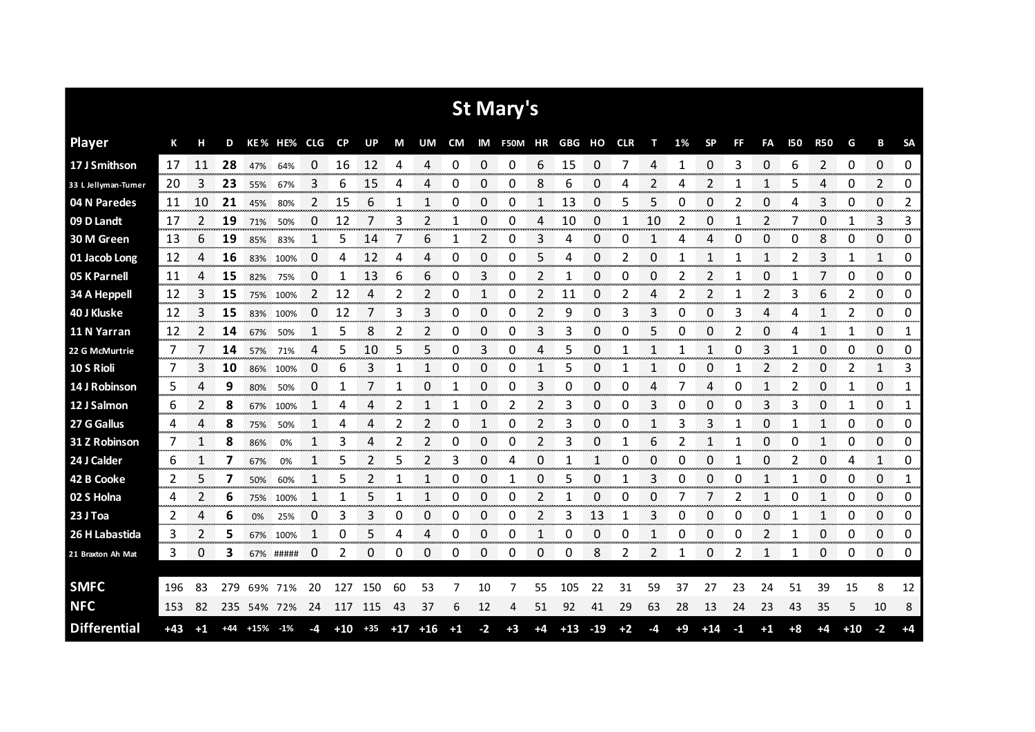# St Mary's

| Player | K | H | D | KE% | HE% | CLG | CP | UP | M | UM | CM | IM | F50M | HR | GBG | HO | CLR | T | 1% | SP | FF | FA | I50 | R50 | G | B | SA |
|---|---|---|---|---|---|---|---|---|---|---|---|---|---|---|---|---|---|---|---|---|---|---|---|---|---|---|---|
| 17 J Smithson | 17 | 11 | **28** | 47% | 64% | 0 | 16 | 12 | 4 | 4 | 0 | 0 | 0 | 6 | 15 | 0 | 7 | 4 | 1 | 0 | 3 | 0 | 6 | 2 | 0 | 0 | 0 |
| 33 L Jellyman-Turner | 20 | 3 | **23** | 55% | 67% | 3 | 6 | 15 | 4 | 4 | 0 | 0 | 0 | 8 | 6 | 0 | 4 | 2 | 4 | 2 | 1 | 1 | 5 | 4 | 0 | 2 | 0 |
| 04 N Paredes | 11 | 10 | **21** | 45% | 80% | 2 | 15 | 6 | 1 | 1 | 0 | 0 | 0 | 1 | 13 | 0 | 5 | 5 | 0 | 0 | 2 | 0 | 4 | 3 | 0 | 0 | 2 |
| 09 D Landt | 17 | 2 | **19** | 71% | 50% | 0 | 12 | 7 | 3 | 2 | 1 | 0 | 0 | 4 | 10 | 0 | 1 | 10 | 2 | 0 | 1 | 2 | 7 | 0 | 1 | 3 | 3 |
| 30 M Green | 13 | 6 | **19** | 85% | 83% | 1 | 5 | 14 | 7 | 6 | 1 | 2 | 0 | 3 | 4 | 0 | 0 | 1 | 4 | 4 | 0 | 0 | 0 | 8 | 0 | 0 | 0 |
| 01 Jacob Long | 12 | 4 | **16** | 83% | 100% | 0 | 4 | 12 | 4 | 4 | 0 | 0 | 0 | 5 | 4 | 0 | 2 | 0 | 1 | 1 | 1 | 1 | 2 | 3 | 1 | 1 | 0 |
| 05 K Parnell | 11 | 4 | **15** | 82% | 75% | 0 | 1 | 13 | 6 | 6 | 0 | 3 | 0 | 2 | 1 | 0 | 0 | 0 | 2 | 2 | 1 | 0 | 1 | 7 | 0 | 0 | 0 |
| 34 A Heppell | 12 | 3 | **15** | 75% | 100% | 2 | 12 | 4 | 2 | 2 | 0 | 1 | 0 | 2 | 11 | 0 | 2 | 4 | 2 | 2 | 1 | 2 | 3 | 6 | 2 | 0 | 0 |
| 40 J Kluske | 12 | 3 | **15** | 83% | 100% | 0 | 12 | 7 | 3 | 3 | 0 | 0 | 0 | 2 | 9 | 0 | 3 | 3 | 0 | 0 | 3 | 4 | 4 | 1 | 2 | 0 | 0 |
| 11 N Yarran | 12 | 2 | **14** | 67% | 50% | 1 | 5 | 8 | 2 | 2 | 0 | 0 | 0 | 3 | 3 | 0 | 0 | 5 | 0 | 0 | 2 | 0 | 4 | 1 | 1 | 0 | 1 |
| 22 G McMurtrie | 7 | 7 | **14** | 57% | 71% | 4 | 5 | 10 | 5 | 5 | 0 | 3 | 0 | 4 | 5 | 0 | 1 | 1 | 1 | 1 | 0 | 3 | 1 | 0 | 0 | 0 | 0 |
| 10 S Rioli | 7 | 3 | **10** | 86% | 100% | 0 | 6 | 3 | 1 | 1 | 0 | 0 | 0 | 1 | 5 | 0 | 1 | 1 | 0 | 0 | 1 | 2 | 2 | 0 | 2 | 1 | 3 |
| 14 J Robinson | 5 | 4 | **9** | 80% | 50% | 0 | 1 | 7 | 1 | 0 | 1 | 0 | 0 | 3 | 0 | 0 | 0 | 4 | 7 | 4 | 0 | 1 | 2 | 0 | 1 | 0 | 1 |
| 12 J Salmon | 6 | 2 | **8** | 67% | 100% | 1 | 4 | 4 | 2 | 1 | 1 | 0 | 2 | 2 | 3 | 0 | 0 | 3 | 0 | 0 | 0 | 3 | 3 | 0 | 1 | 0 | 1 |
| 27 G Gallus | 4 | 4 | **8** | 75% | 50% | 1 | 4 | 4 | 2 | 2 | 0 | 1 | 0 | 2 | 3 | 0 | 0 | 1 | 3 | 3 | 1 | 0 | 1 | 1 | 0 | 0 | 0 |
| 31 Z Robinson | 7 | 1 | **8** | 86% | 0% | 1 | 3 | 4 | 2 | 2 | 0 | 0 | 0 | 2 | 3 | 0 | 1 | 6 | 2 | 1 | 1 | 0 | 0 | 1 | 0 | 0 | 0 |
| 24 J Calder | 6 | 1 | **7** | 67% | 0% | 1 | 5 | 2 | 5 | 2 | 3 | 0 | 4 | 0 | 1 | 1 | 0 | 0 | 0 | 0 | 1 | 0 | 2 | 0 | 4 | 1 | 0 |
| 42 B Cooke | 2 | 5 | **7** | 50% | 60% | 1 | 5 | 2 | 1 | 1 | 0 | 0 | 1 | 0 | 5 | 0 | 1 | 3 | 0 | 0 | 0 | 1 | 1 | 0 | 0 | 0 | 1 |
| 02 S Holna | 4 | 2 | **6** | 75% | 100% | 1 | 1 | 5 | 1 | 1 | 0 | 0 | 0 | 2 | 1 | 0 | 0 | 0 | 7 | 7 | 2 | 1 | 0 | 1 | 0 | 0 | 0 |
| 23 J Toa | 2 | 4 | **6** | 0% | 25% | 0 | 3 | 3 | 0 | 0 | 0 | 0 | 0 | 2 | 3 | 13 | 1 | 3 | 0 | 0 | 0 | 0 | 1 | 1 | 0 | 0 | 0 |
| 26 H Labastida | 3 | 2 | **5** | 67% | 100% | 1 | 0 | 5 | 4 | 4 | 0 | 0 | 0 | 1 | 0 | 0 | 0 | 1 | 0 | 0 | 0 | 2 | 1 | 0 | 0 | 0 | 0 |
| 21 Braxton Ah Mat | 3 | 0 | **3** | 67% | ##### | 0 | 2 | 0 | 0 | 0 | 0 | 0 | 0 | 0 | 0 | 8 | 2 | 2 | 1 | 0 | 2 | 1 | 1 | 0 | 0 | 0 | 0 |
| **SMFC** | 196 | 83 | 279 | 69% | 71% | 20 | 127 | 150 | 60 | 53 | 7 | 10 | 7 | 55 | 105 | 22 | 31 | 59 | 37 | 27 | 23 | 24 | 51 | 39 | 15 | 8 | 12 |
| **NFC** | 153 | 82 | 235 | 54% | 72% | 24 | 117 | 115 | 43 | 37 | 6 | 12 | 4 | 51 | 92 | 41 | 29 | 63 | 28 | 13 | 24 | 23 | 43 | 35 | 5 | 10 | 8 |
| **Differential** | +43 | +1 | +44 | +15% | -1% | -4 | +10 | +35 | +17 | +16 | +1 | -2 | +3 | +4 | +13 | -19 | +2 | -4 | +9 | +14 | -1 | +1 | +8 | +4 | +10 | -2 | +4 |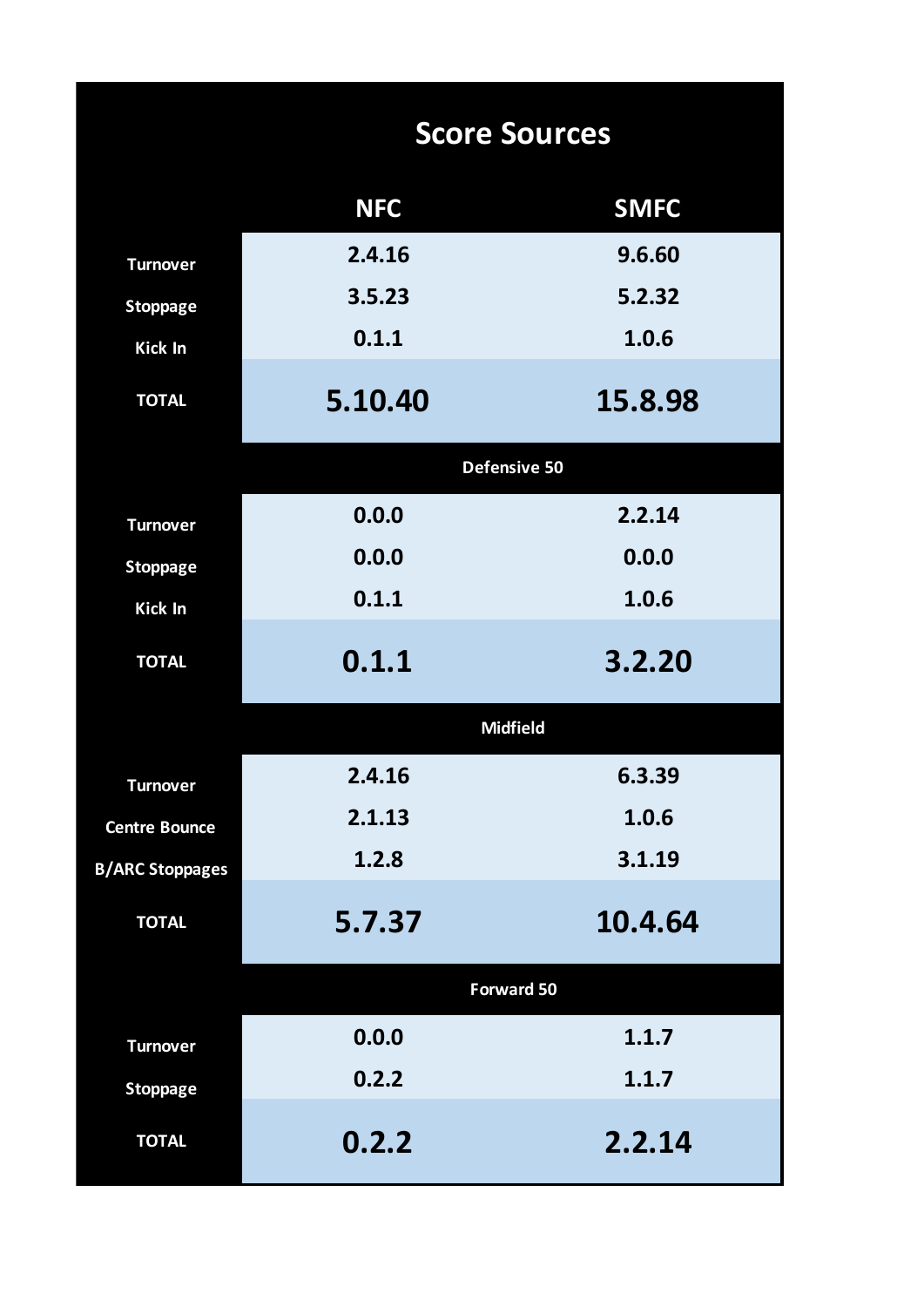## Score Sources

| | NFC | SMFC |
|---|---|---|
| Turnover | 2.4.16 | 9.6.60 |
| Stoppage | 3.5.23 | 5.2.32 |
| Kick In | 0.1.1 | 1.0.6 |
| **TOTAL** | **5.10.40** | **15.8.98** |
| **Defensive 50** | | |
| Turnover | 0.0.0 | 2.2.14 |
| Stoppage | 0.0.0 | 0.0.0 |
| Kick In | 0.1.1 | 1.0.6 |
| **TOTAL** | **0.1.1** | **3.2.20** |
| **Midfield** | | |
| Turnover | 2.4.16 | 6.3.39 |
| Centre Bounce | 2.1.13 | 1.0.6 |
| B/ARC Stoppages | 1.2.8 | 3.1.19 |
| **TOTAL** | **5.7.37** | **10.4.64** |
| **Forward 50** | | |
| Turnover | 0.0.0 | 1.1.7 |
| Stoppage | 0.2.2 | 1.1.7 |
| **TOTAL** | **0.2.2** | **2.2.14** |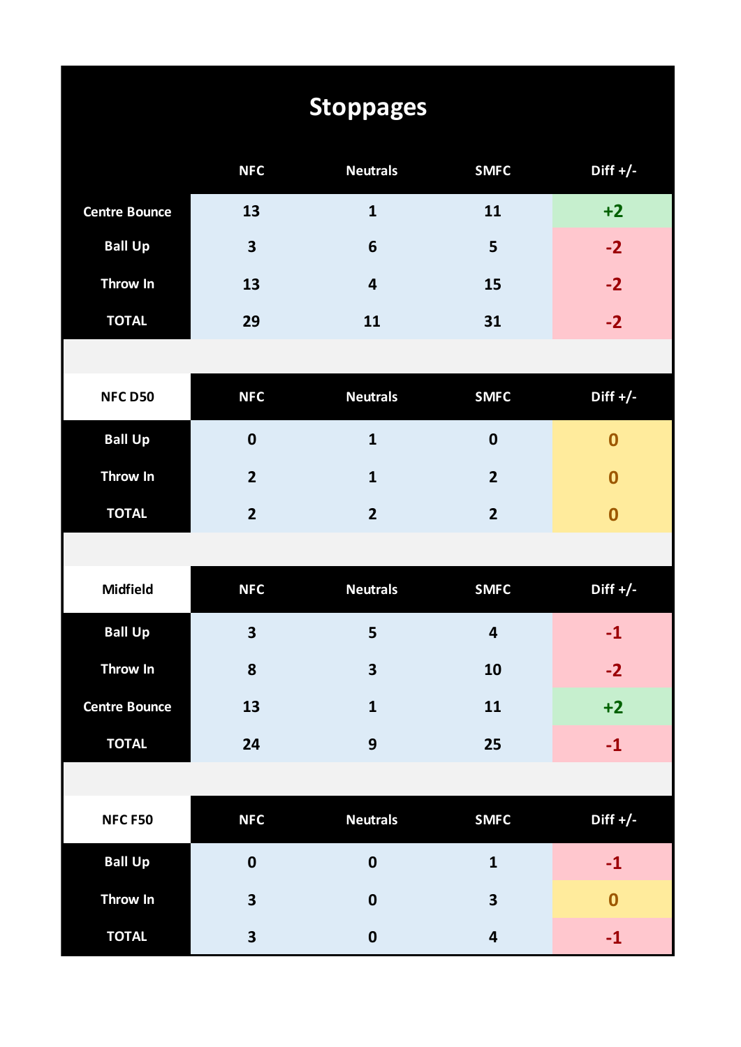# Stoppages

| | NFC | Neutrals | SMFC | Diff +/- |
|---|---|---|---|---|
| Centre Bounce | 13 | 1 | 11 | +2 |
| Ball Up | 3 | 6 | 5 | -2 |
| Throw In | 13 | 4 | 15 | -2 |
| TOTAL | 29 | 11 | 31 | -2 |

| NFC D50 | NFC | Neutrals | SMFC | Diff +/- |
|---|---|---|---|---|
| Ball Up | 0 | 1 | 0 | 0 |
| Throw In | 2 | 1 | 2 | 0 |
| TOTAL | 2 | 2 | 2 | 0 |

| Midfield | NFC | Neutrals | SMFC | Diff +/- |
|---|---|---|---|---|
| Ball Up | 3 | 5 | 4 | -1 |
| Throw In | 8 | 3 | 10 | -2 |
| Centre Bounce | 13 | 1 | 11 | +2 |
| TOTAL | 24 | 9 | 25 | -1 |

| NFC F50 | NFC | Neutrals | SMFC | Diff +/- |
|---|---|---|---|---|
| Ball Up | 0 | 0 | 1 | -1 |
| Throw In | 3 | 0 | 3 | 0 |
| TOTAL | 3 | 0 | 4 | -1 |